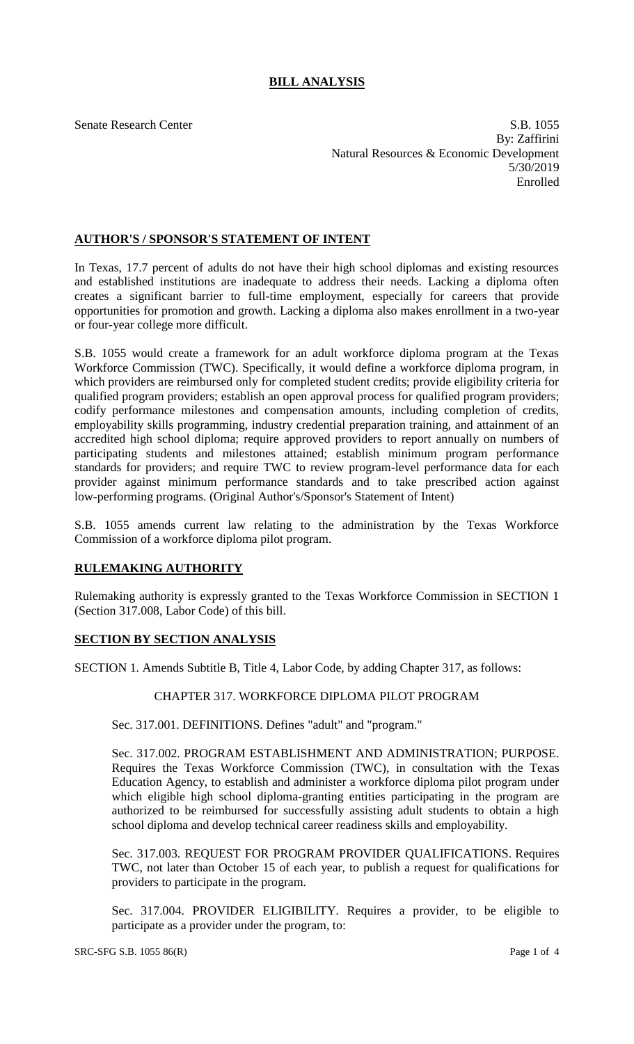# BILL ANALYSIS

Senate Research Center

S.B. 1055
By: Zaffirini
Natural Resources & Economic Development
5/30/2019
Enrolled

## AUTHOR'S / SPONSOR'S STATEMENT OF INTENT

In Texas, 17.7 percent of adults do not have their high school diplomas and existing resources and established institutions are inadequate to address their needs. Lacking a diploma often creates a significant barrier to full-time employment, especially for careers that provide opportunities for promotion and growth. Lacking a diploma also makes enrollment in a two-year or four-year college more difficult.

S.B. 1055 would create a framework for an adult workforce diploma program at the Texas Workforce Commission (TWC). Specifically, it would define a workforce diploma program, in which providers are reimbursed only for completed student credits; provide eligibility criteria for qualified program providers; establish an open approval process for qualified program providers; codify performance milestones and compensation amounts, including completion of credits, employability skills programming, industry credential preparation training, and attainment of an accredited high school diploma; require approved providers to report annually on numbers of participating students and milestones attained; establish minimum program performance standards for providers; and require TWC to review program-level performance data for each provider against minimum performance standards and to take prescribed action against low-performing programs. (Original Author's/Sponsor's Statement of Intent)

S.B. 1055 amends current law relating to the administration by the Texas Workforce Commission of a workforce diploma pilot program.

## RULEMAKING AUTHORITY

Rulemaking authority is expressly granted to the Texas Workforce Commission in SECTION 1 (Section 317.008, Labor Code) of this bill.

## SECTION BY SECTION ANALYSIS

SECTION 1. Amends Subtitle B, Title 4, Labor Code, by adding Chapter 317, as follows:

CHAPTER 317. WORKFORCE DIPLOMA PILOT PROGRAM

Sec. 317.001. DEFINITIONS. Defines "adult" and "program."

Sec. 317.002. PROGRAM ESTABLISHMENT AND ADMINISTRATION; PURPOSE. Requires the Texas Workforce Commission (TWC), in consultation with the Texas Education Agency, to establish and administer a workforce diploma pilot program under which eligible high school diploma-granting entities participating in the program are authorized to be reimbursed for successfully assisting adult students to obtain a high school diploma and develop technical career readiness skills and employability.

Sec. 317.003. REQUEST FOR PROGRAM PROVIDER QUALIFICATIONS. Requires TWC, not later than October 15 of each year, to publish a request for qualifications for providers to participate in the program.

Sec. 317.004. PROVIDER ELIGIBILITY. Requires a provider, to be eligible to participate as a provider under the program, to: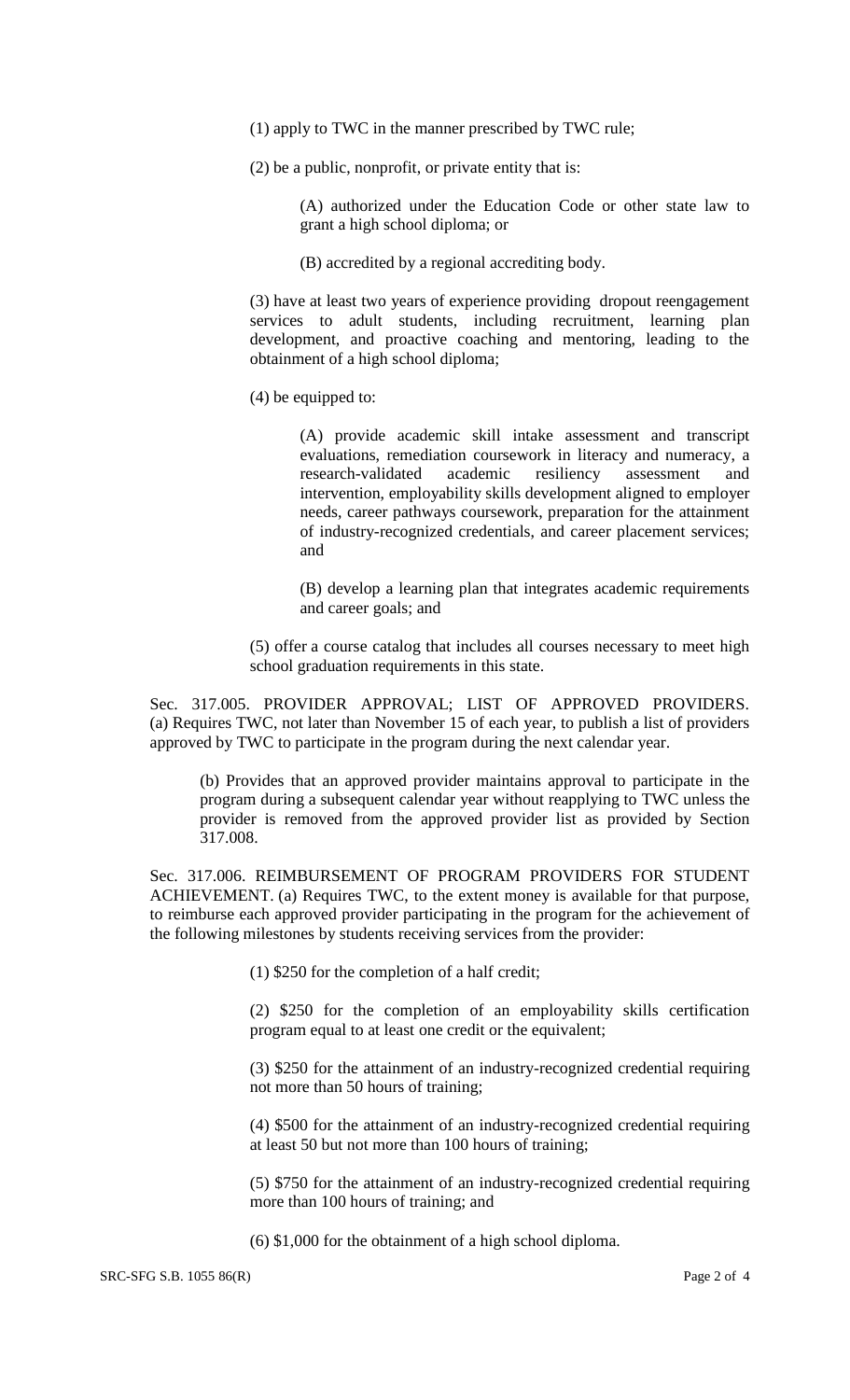(1) apply to TWC in the manner prescribed by TWC rule;

(2) be a public, nonprofit, or private entity that is:

(A) authorized under the Education Code or other state law to grant a high school diploma; or

(B) accredited by a regional accrediting body.

(3) have at least two years of experience providing dropout reengagement services to adult students, including recruitment, learning plan development, and proactive coaching and mentoring, leading to the obtainment of a high school diploma;

(4) be equipped to:

(A) provide academic skill intake assessment and transcript evaluations, remediation coursework in literacy and numeracy, a research-validated academic resiliency assessment and intervention, employability skills development aligned to employer needs, career pathways coursework, preparation for the attainment of industry-recognized credentials, and career placement services; and

(B) develop a learning plan that integrates academic requirements and career goals; and

(5) offer a course catalog that includes all courses necessary to meet high school graduation requirements in this state.

Sec. 317.005. PROVIDER APPROVAL; LIST OF APPROVED PROVIDERS. (a) Requires TWC, not later than November 15 of each year, to publish a list of providers approved by TWC to participate in the program during the next calendar year.

(b) Provides that an approved provider maintains approval to participate in the program during a subsequent calendar year without reapplying to TWC unless the provider is removed from the approved provider list as provided by Section 317.008.

Sec. 317.006. REIMBURSEMENT OF PROGRAM PROVIDERS FOR STUDENT ACHIEVEMENT. (a) Requires TWC, to the extent money is available for that purpose, to reimburse each approved provider participating in the program for the achievement of the following milestones by students receiving services from the provider:

(1) $250 for the completion of a half credit;

(2) $250 for the completion of an employability skills certification program equal to at least one credit or the equivalent;

(3) $250 for the attainment of an industry-recognized credential requiring not more than 50 hours of training;

(4) $500 for the attainment of an industry-recognized credential requiring at least 50 but not more than 100 hours of training;

(5) $750 for the attainment of an industry-recognized credential requiring more than 100 hours of training; and

(6) $1,000 for the obtainment of a high school diploma.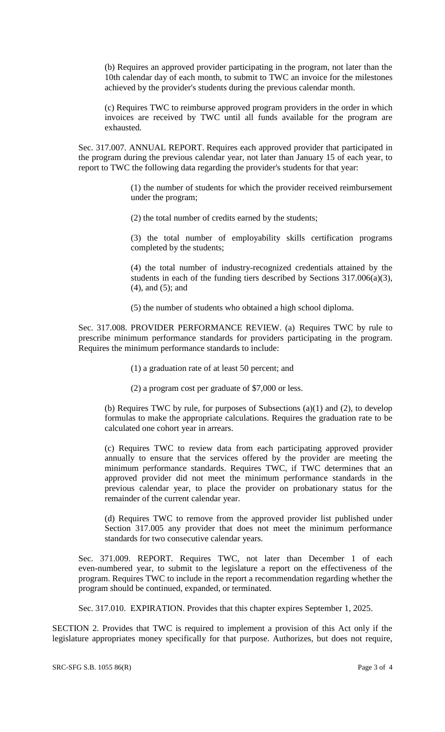(b) Requires an approved provider participating in the program, not later than the 10th calendar day of each month, to submit to TWC an invoice for the milestones achieved by the provider's students during the previous calendar month.

(c) Requires TWC to reimburse approved program providers in the order in which invoices are received by TWC until all funds available for the program are exhausted.

Sec. 317.007. ANNUAL REPORT. Requires each approved provider that participated in the program during the previous calendar year, not later than January 15 of each year, to report to TWC the following data regarding the provider's students for that year:

(1) the number of students for which the provider received reimbursement under the program;

(2) the total number of credits earned by the students;

(3) the total number of employability skills certification programs completed by the students;

(4) the total number of industry-recognized credentials attained by the students in each of the funding tiers described by Sections 317.006(a)(3), (4), and (5); and

(5) the number of students who obtained a high school diploma.

Sec. 317.008. PROVIDER PERFORMANCE REVIEW. (a) Requires TWC by rule to prescribe minimum performance standards for providers participating in the program. Requires the minimum performance standards to include:

(1) a graduation rate of at least 50 percent; and

(2) a program cost per graduate of $7,000 or less.

(b) Requires TWC by rule, for purposes of Subsections (a)(1) and (2), to develop formulas to make the appropriate calculations. Requires the graduation rate to be calculated one cohort year in arrears.

(c) Requires TWC to review data from each participating approved provider annually to ensure that the services offered by the provider are meeting the minimum performance standards. Requires TWC, if TWC determines that an approved provider did not meet the minimum performance standards in the previous calendar year, to place the provider on probationary status for the remainder of the current calendar year.

(d) Requires TWC to remove from the approved provider list published under Section 317.005 any provider that does not meet the minimum performance standards for two consecutive calendar years.

Sec. 371.009. REPORT. Requires TWC, not later than December 1 of each even-numbered year, to submit to the legislature a report on the effectiveness of the program. Requires TWC to include in the report a recommendation regarding whether the program should be continued, expanded, or terminated.

Sec. 317.010. EXPIRATION. Provides that this chapter expires September 1, 2025.

SECTION 2. Provides that TWC is required to implement a provision of this Act only if the legislature appropriates money specifically for that purpose. Authorizes, but does not require,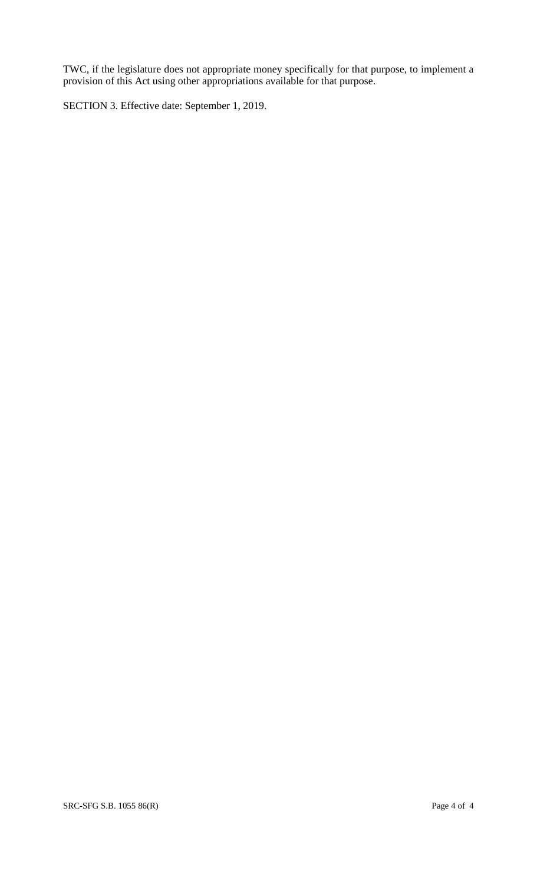TWC, if the legislature does not appropriate money specifically for that purpose, to implement a provision of this Act using other appropriations available for that purpose.

SECTION 3. Effective date: September 1, 2019.